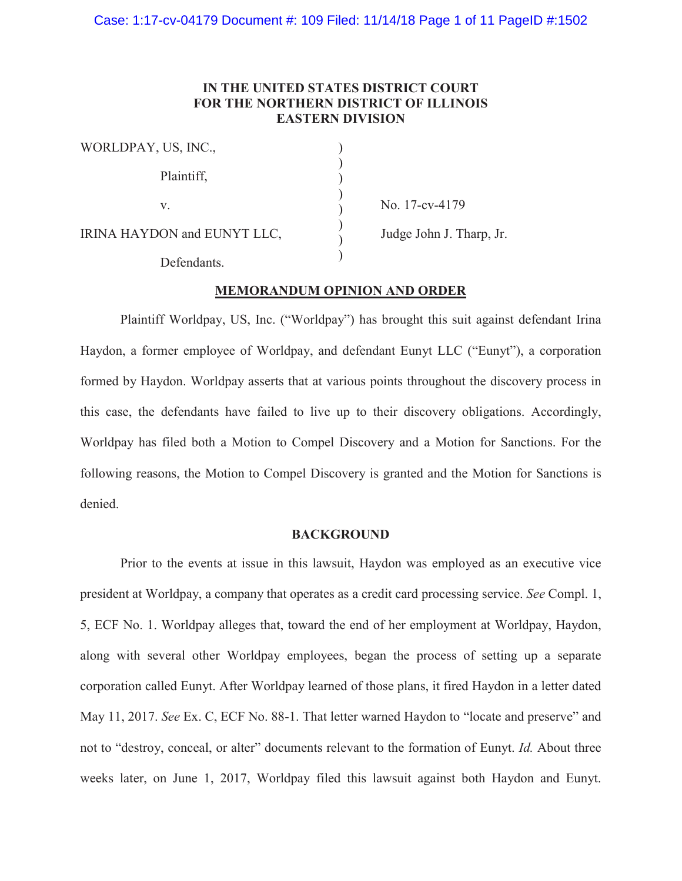**IN THE UNITED STATES DISTRICT COURT**
**FOR THE NORTHERN DISTRICT OF ILLINOIS**
**EASTERN DIVISION**

| | | |
|---|---|---|
| WORLDPAY, US, INC., | ) | |
| Plaintiff, | ) | |
| v. | ) | No. 17-cv-4179 |
| IRINA HAYDON and EUNYT LLC, | ) | Judge John J. Tharp, Jr. |
| Defendants. | ) | |

## MEMORANDUM OPINION AND ORDER

Plaintiff Worldpay, US, Inc. ("Worldpay") has brought this suit against defendant Irina Haydon, a former employee of Worldpay, and defendant Eunyt LLC ("Eunyt"), a corporation formed by Haydon. Worldpay asserts that at various points throughout the discovery process in this case, the defendants have failed to live up to their discovery obligations. Accordingly, Worldpay has filed both a Motion to Compel Discovery and a Motion for Sanctions. For the following reasons, the Motion to Compel Discovery is granted and the Motion for Sanctions is denied.

## BACKGROUND

Prior to the events at issue in this lawsuit, Haydon was employed as an executive vice president at Worldpay, a company that operates as a credit card processing service. *See* Compl. 1, 5, ECF No. 1. Worldpay alleges that, toward the end of her employment at Worldpay, Haydon, along with several other Worldpay employees, began the process of setting up a separate corporation called Eunyt. After Worldpay learned of those plans, it fired Haydon in a letter dated May 11, 2017. *See* Ex. C, ECF No. 88-1. That letter warned Haydon to "locate and preserve" and not to "destroy, conceal, or alter" documents relevant to the formation of Eunyt. *Id.* About three weeks later, on June 1, 2017, Worldpay filed this lawsuit against both Haydon and Eunyt.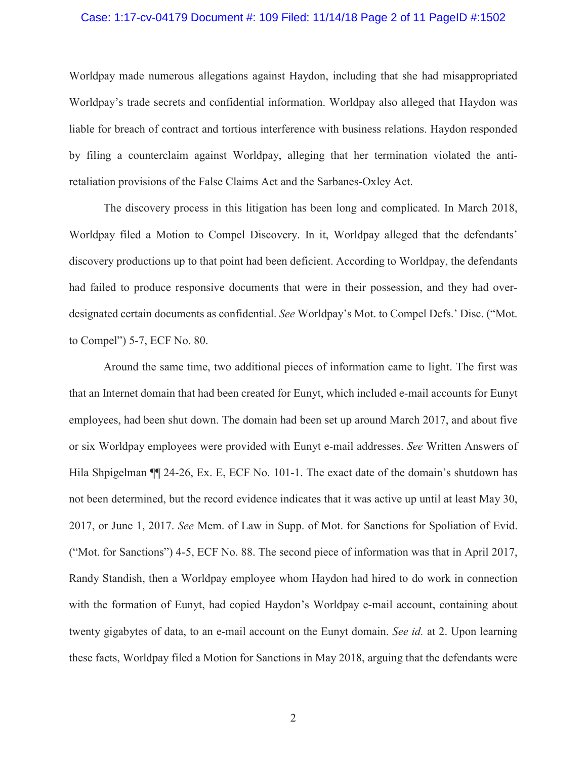Worldpay made numerous allegations against Haydon, including that she had misappropriated Worldpay's trade secrets and confidential information. Worldpay also alleged that Haydon was liable for breach of contract and tortious interference with business relations. Haydon responded by filing a counterclaim against Worldpay, alleging that her termination violated the anti-retaliation provisions of the False Claims Act and the Sarbanes-Oxley Act.

The discovery process in this litigation has been long and complicated. In March 2018, Worldpay filed a Motion to Compel Discovery. In it, Worldpay alleged that the defendants' discovery productions up to that point had been deficient. According to Worldpay, the defendants had failed to produce responsive documents that were in their possession, and they had over-designated certain documents as confidential. *See* Worldpay's Mot. to Compel Defs.' Disc. ("Mot. to Compel") 5-7, ECF No. 80.

Around the same time, two additional pieces of information came to light. The first was that an Internet domain that had been created for Eunyt, which included e-mail accounts for Eunyt employees, had been shut down. The domain had been set up around March 2017, and about five or six Worldpay employees were provided with Eunyt e-mail addresses. *See* Written Answers of Hila Shpigelman ¶¶ 24-26, Ex. E, ECF No. 101-1. The exact date of the domain's shutdown has not been determined, but the record evidence indicates that it was active up until at least May 30, 2017, or June 1, 2017. *See* Mem. of Law in Supp. of Mot. for Sanctions for Spoliation of Evid. ("Mot. for Sanctions") 4-5, ECF No. 88. The second piece of information was that in April 2017, Randy Standish, then a Worldpay employee whom Haydon had hired to do work in connection with the formation of Eunyt, had copied Haydon's Worldpay e-mail account, containing about twenty gigabytes of data, to an e-mail account on the Eunyt domain. *See id.* at 2. Upon learning these facts, Worldpay filed a Motion for Sanctions in May 2018, arguing that the defendants were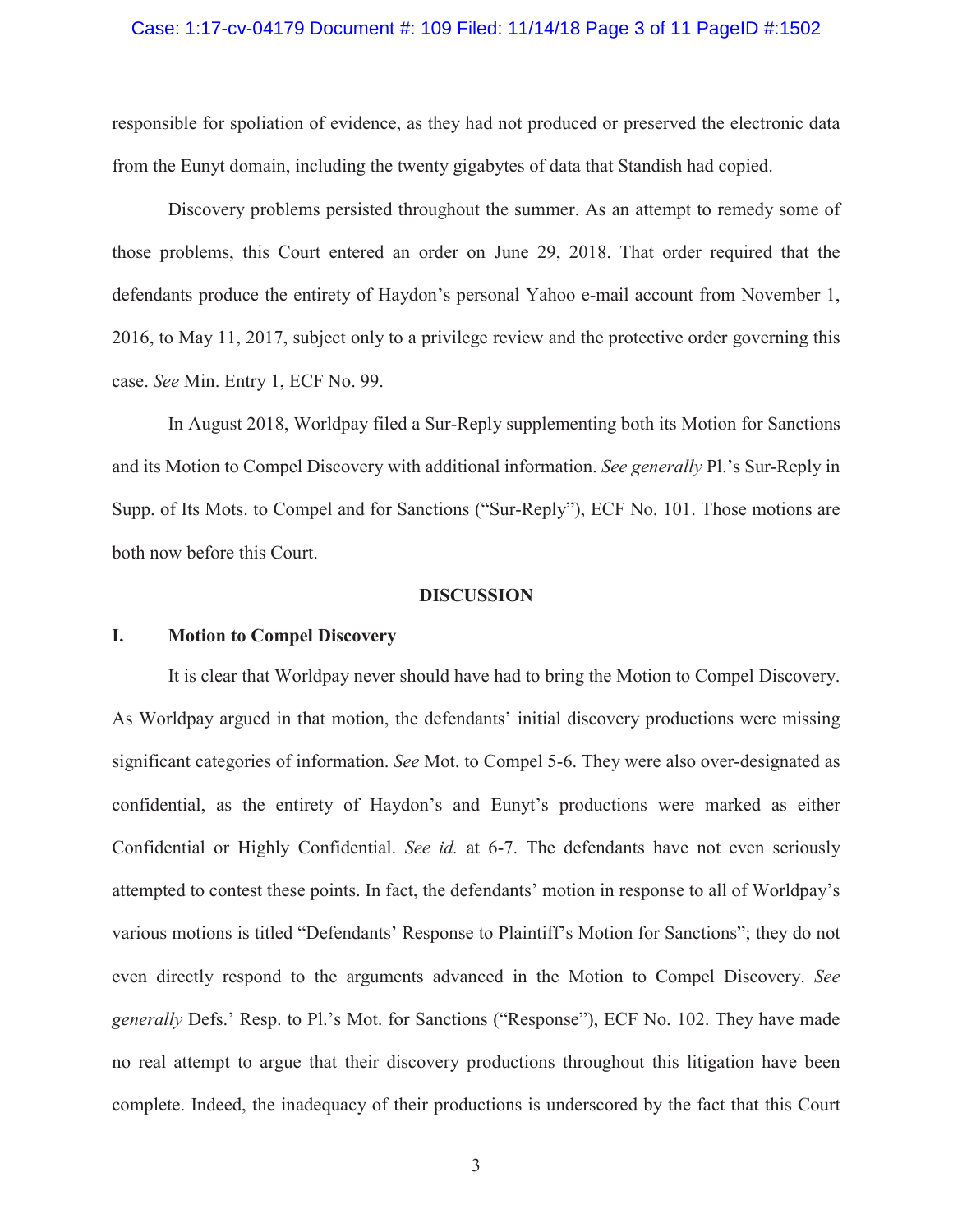responsible for spoliation of evidence, as they had not produced or preserved the electronic data from the Eunyt domain, including the twenty gigabytes of data that Standish had copied.

Discovery problems persisted throughout the summer. As an attempt to remedy some of those problems, this Court entered an order on June 29, 2018. That order required that the defendants produce the entirety of Haydon's personal Yahoo e-mail account from November 1, 2016, to May 11, 2017, subject only to a privilege review and the protective order governing this case. *See* Min. Entry 1, ECF No. 99.

In August 2018, Worldpay filed a Sur-Reply supplementing both its Motion for Sanctions and its Motion to Compel Discovery with additional information. *See generally* Pl.'s Sur-Reply in Supp. of Its Mots. to Compel and for Sanctions ("Sur-Reply"), ECF No. 101. Those motions are both now before this Court.

## DISCUSSION

### I. Motion to Compel Discovery

It is clear that Worldpay never should have had to bring the Motion to Compel Discovery. As Worldpay argued in that motion, the defendants' initial discovery productions were missing significant categories of information. *See* Mot. to Compel 5-6. They were also over-designated as confidential, as the entirety of Haydon's and Eunyt's productions were marked as either Confidential or Highly Confidential. *See id.* at 6-7. The defendants have not even seriously attempted to contest these points. In fact, the defendants' motion in response to all of Worldpay's various motions is titled "Defendants' Response to Plaintiff's Motion for Sanctions"; they do not even directly respond to the arguments advanced in the Motion to Compel Discovery. *See generally* Defs.' Resp. to Pl.'s Mot. for Sanctions ("Response"), ECF No. 102. They have made no real attempt to argue that their discovery productions throughout this litigation have been complete. Indeed, the inadequacy of their productions is underscored by the fact that this Court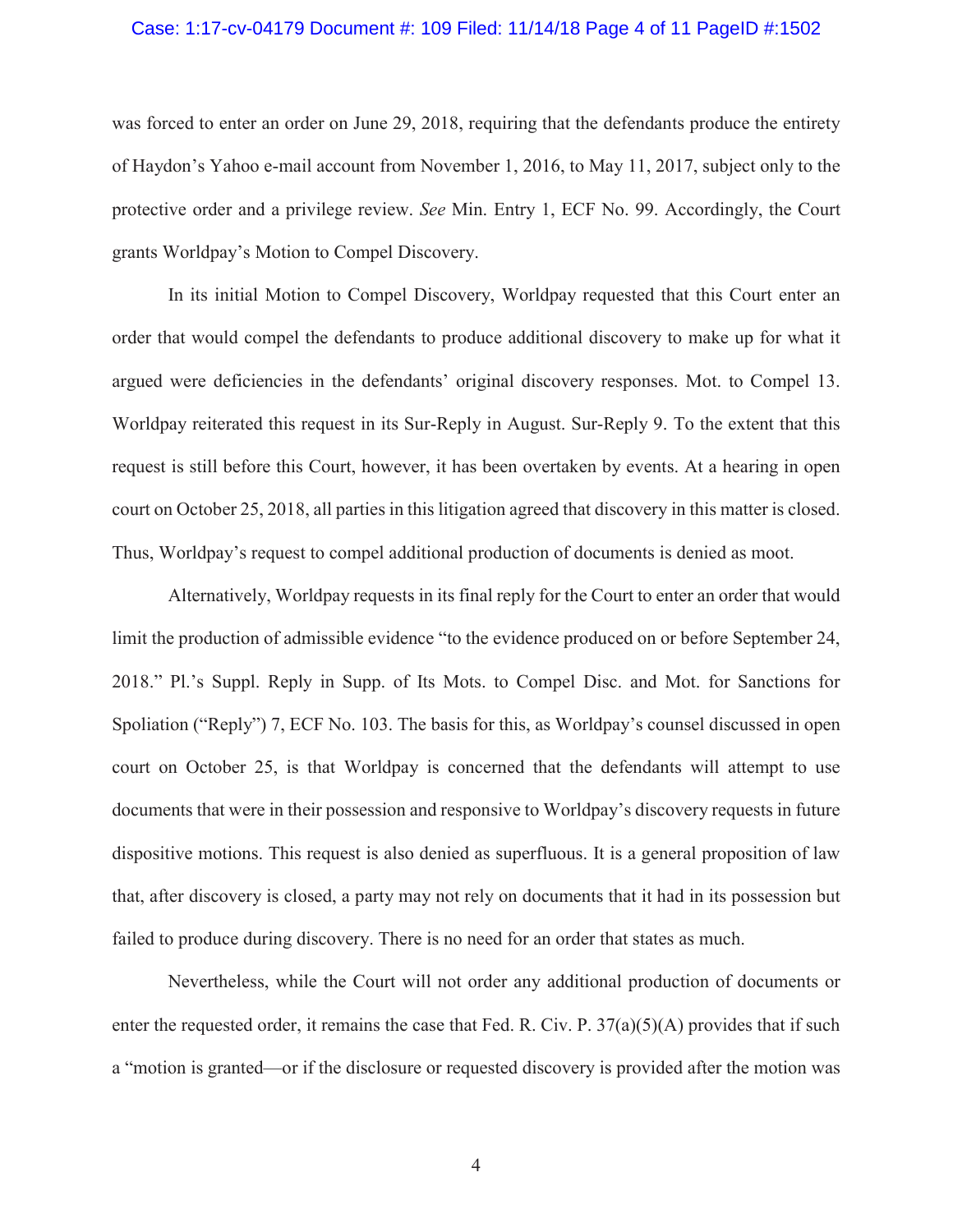was forced to enter an order on June 29, 2018, requiring that the defendants produce the entirety of Haydon's Yahoo e-mail account from November 1, 2016, to May 11, 2017, subject only to the protective order and a privilege review. *See* Min. Entry 1, ECF No. 99. Accordingly, the Court grants Worldpay's Motion to Compel Discovery.

In its initial Motion to Compel Discovery, Worldpay requested that this Court enter an order that would compel the defendants to produce additional discovery to make up for what it argued were deficiencies in the defendants' original discovery responses. Mot. to Compel 13. Worldpay reiterated this request in its Sur-Reply in August. Sur-Reply 9. To the extent that this request is still before this Court, however, it has been overtaken by events. At a hearing in open court on October 25, 2018, all parties in this litigation agreed that discovery in this matter is closed. Thus, Worldpay's request to compel additional production of documents is denied as moot.

Alternatively, Worldpay requests in its final reply for the Court to enter an order that would limit the production of admissible evidence "to the evidence produced on or before September 24, 2018." Pl.'s Suppl. Reply in Supp. of Its Mots. to Compel Disc. and Mot. for Sanctions for Spoliation ("Reply") 7, ECF No. 103. The basis for this, as Worldpay's counsel discussed in open court on October 25, is that Worldpay is concerned that the defendants will attempt to use documents that were in their possession and responsive to Worldpay's discovery requests in future dispositive motions. This request is also denied as superfluous. It is a general proposition of law that, after discovery is closed, a party may not rely on documents that it had in its possession but failed to produce during discovery. There is no need for an order that states as much.

Nevertheless, while the Court will not order any additional production of documents or enter the requested order, it remains the case that Fed. R. Civ. P. 37(a)(5)(A) provides that if such a "motion is granted—or if the disclosure or requested discovery is provided after the motion was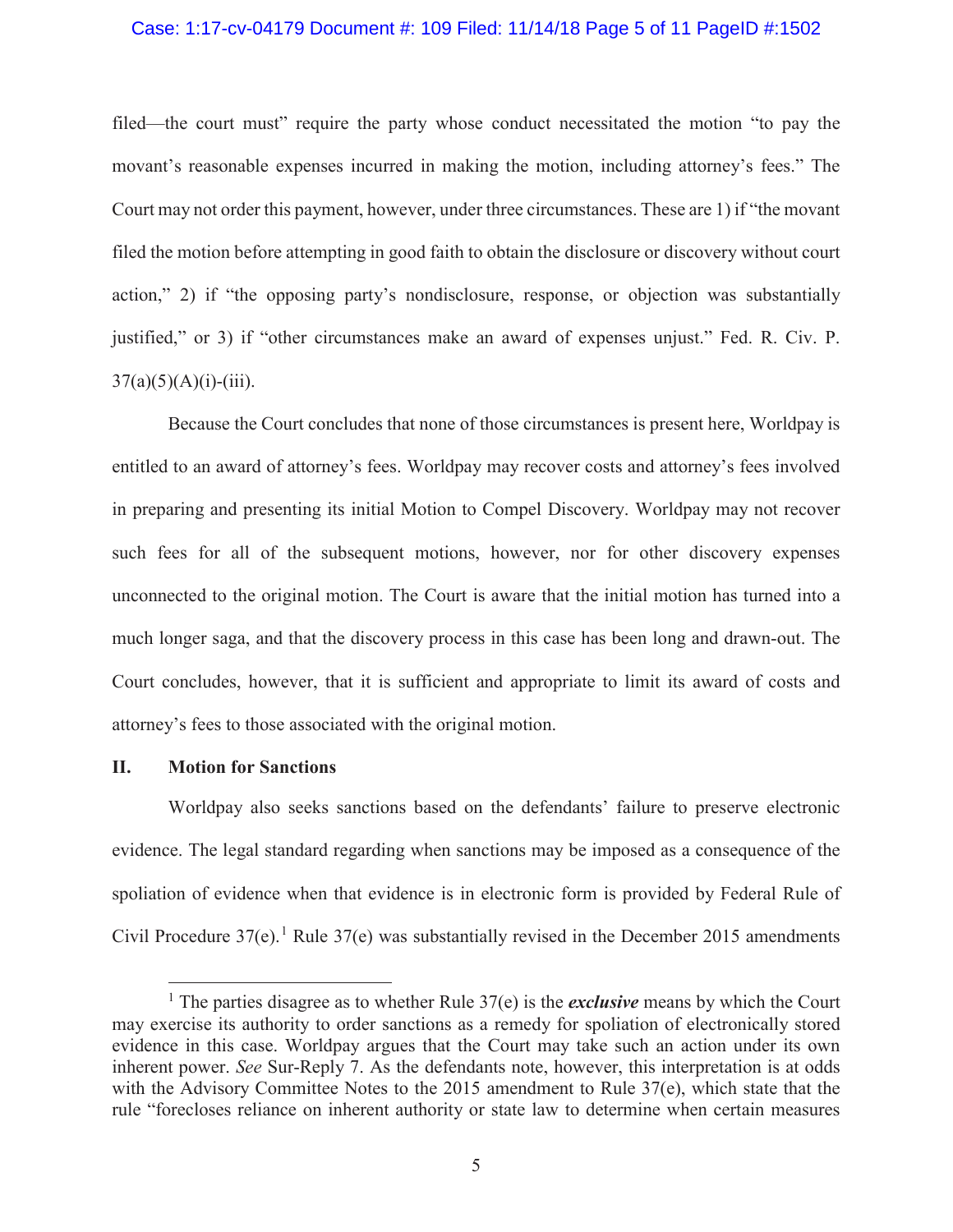filed—the court must" require the party whose conduct necessitated the motion "to pay the movant's reasonable expenses incurred in making the motion, including attorney's fees." The Court may not order this payment, however, under three circumstances. These are 1) if "the movant filed the motion before attempting in good faith to obtain the disclosure or discovery without court action," 2) if "the opposing party's nondisclosure, response, or objection was substantially justified," or 3) if "other circumstances make an award of expenses unjust." Fed. R. Civ. P. 37(a)(5)(A)(i)-(iii).

Because the Court concludes that none of those circumstances is present here, Worldpay is entitled to an award of attorney's fees. Worldpay may recover costs and attorney's fees involved in preparing and presenting its initial Motion to Compel Discovery. Worldpay may not recover such fees for all of the subsequent motions, however, nor for other discovery expenses unconnected to the original motion. The Court is aware that the initial motion has turned into a much longer saga, and that the discovery process in this case has been long and drawn-out. The Court concludes, however, that it is sufficient and appropriate to limit its award of costs and attorney's fees to those associated with the original motion.

## II. Motion for Sanctions

Worldpay also seeks sanctions based on the defendants' failure to preserve electronic evidence. The legal standard regarding when sanctions may be imposed as a consequence of the spoliation of evidence when that evidence is in electronic form is provided by Federal Rule of Civil Procedure 37(e).[1] Rule 37(e) was substantially revised in the December 2015 amendments

[1] The parties disagree as to whether Rule 37(e) is the ***exclusive*** means by which the Court may exercise its authority to order sanctions as a remedy for spoliation of electronically stored evidence in this case. Worldpay argues that the Court may take such an action under its own inherent power. *See* Sur-Reply 7. As the defendants note, however, this interpretation is at odds with the Advisory Committee Notes to the 2015 amendment to Rule 37(e), which state that the rule "forecloses reliance on inherent authority or state law to determine when certain measures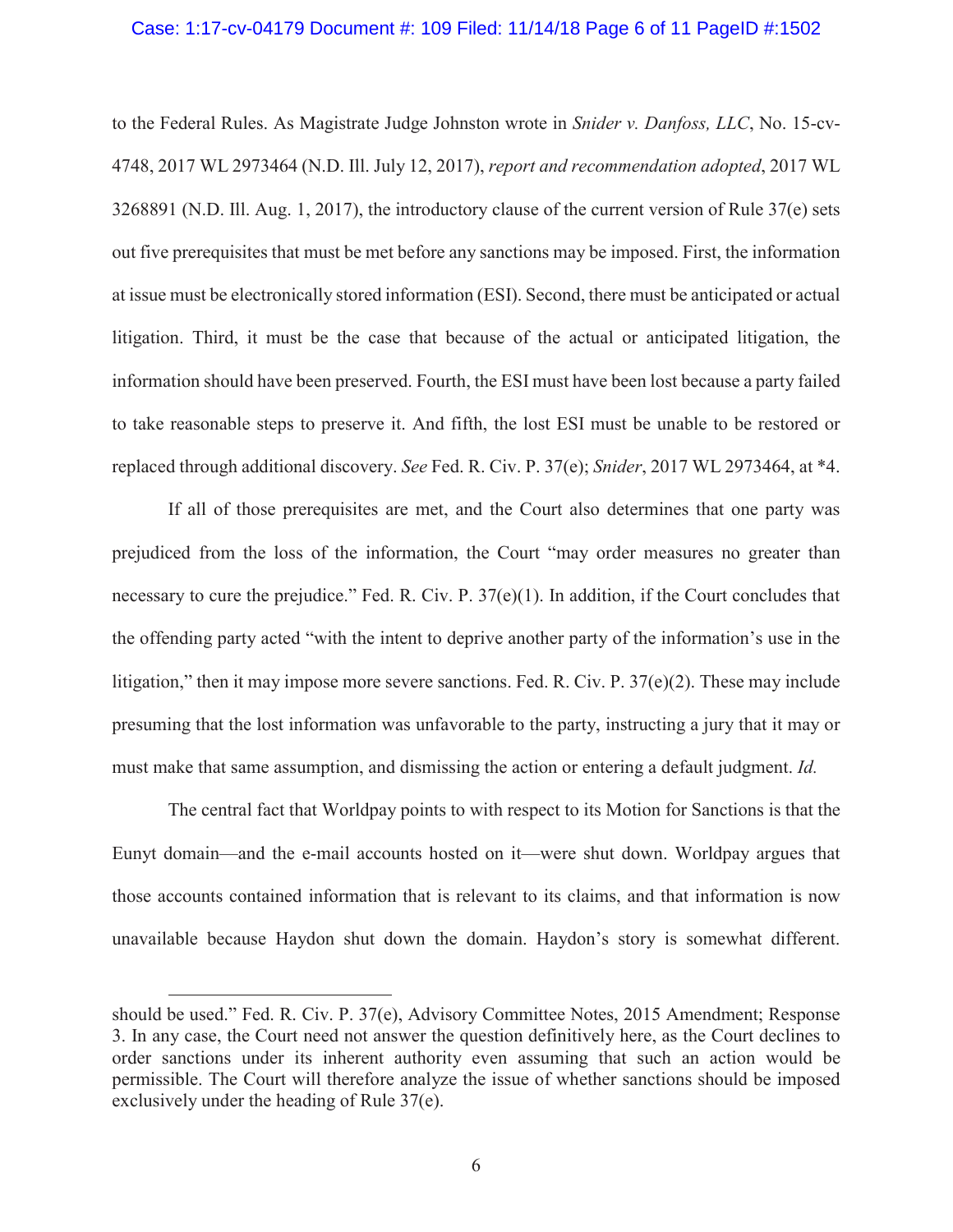to the Federal Rules. As Magistrate Judge Johnston wrote in *Snider v. Danfoss, LLC*, No. 15-cv-4748, 2017 WL 2973464 (N.D. Ill. July 12, 2017), *report and recommendation adopted*, 2017 WL 3268891 (N.D. Ill. Aug. 1, 2017), the introductory clause of the current version of Rule 37(e) sets out five prerequisites that must be met before any sanctions may be imposed. First, the information at issue must be electronically stored information (ESI). Second, there must be anticipated or actual litigation. Third, it must be the case that because of the actual or anticipated litigation, the information should have been preserved. Fourth, the ESI must have been lost because a party failed to take reasonable steps to preserve it. And fifth, the lost ESI must be unable to be restored or replaced through additional discovery. *See* Fed. R. Civ. P. 37(e); *Snider*, 2017 WL 2973464, at *4.

If all of those prerequisites are met, and the Court also determines that one party was prejudiced from the loss of the information, the Court "may order measures no greater than necessary to cure the prejudice." Fed. R. Civ. P. 37(e)(1). In addition, if the Court concludes that the offending party acted "with the intent to deprive another party of the information's use in the litigation," then it may impose more severe sanctions. Fed. R. Civ. P. 37(e)(2). These may include presuming that the lost information was unfavorable to the party, instructing a jury that it may or must make that same assumption, and dismissing the action or entering a default judgment. *Id.*

The central fact that Worldpay points to with respect to its Motion for Sanctions is that the Eunyt domain—and the e-mail accounts hosted on it—were shut down. Worldpay argues that those accounts contained information that is relevant to its claims, and that information is now unavailable because Haydon shut down the domain. Haydon's story is somewhat different.

---

should be used." Fed. R. Civ. P. 37(e), Advisory Committee Notes, 2015 Amendment; Response 3. In any case, the Court need not answer the question definitively here, as the Court declines to order sanctions under its inherent authority even assuming that such an action would be permissible. The Court will therefore analyze the issue of whether sanctions should be imposed exclusively under the heading of Rule 37(e).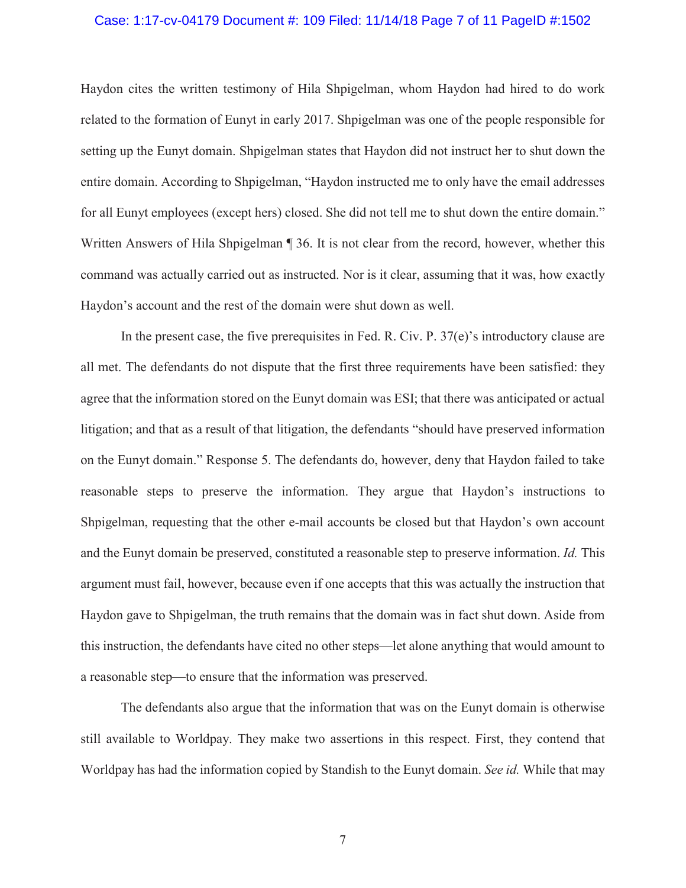Haydon cites the written testimony of Hila Shpigelman, whom Haydon had hired to do work related to the formation of Eunyt in early 2017. Shpigelman was one of the people responsible for setting up the Eunyt domain. Shpigelman states that Haydon did not instruct her to shut down the entire domain. According to Shpigelman, "Haydon instructed me to only have the email addresses for all Eunyt employees (except hers) closed. She did not tell me to shut down the entire domain." Written Answers of Hila Shpigelman ¶ 36. It is not clear from the record, however, whether this command was actually carried out as instructed. Nor is it clear, assuming that it was, how exactly Haydon's account and the rest of the domain were shut down as well.

In the present case, the five prerequisites in Fed. R. Civ. P. 37(e)'s introductory clause are all met. The defendants do not dispute that the first three requirements have been satisfied: they agree that the information stored on the Eunyt domain was ESI; that there was anticipated or actual litigation; and that as a result of that litigation, the defendants "should have preserved information on the Eunyt domain." Response 5. The defendants do, however, deny that Haydon failed to take reasonable steps to preserve the information. They argue that Haydon's instructions to Shpigelman, requesting that the other e-mail accounts be closed but that Haydon's own account and the Eunyt domain be preserved, constituted a reasonable step to preserve information. *Id.* This argument must fail, however, because even if one accepts that this was actually the instruction that Haydon gave to Shpigelman, the truth remains that the domain was in fact shut down. Aside from this instruction, the defendants have cited no other steps—let alone anything that would amount to a reasonable step—to ensure that the information was preserved.

The defendants also argue that the information that was on the Eunyt domain is otherwise still available to Worldpay. They make two assertions in this respect. First, they contend that Worldpay has had the information copied by Standish to the Eunyt domain. *See id.* While that may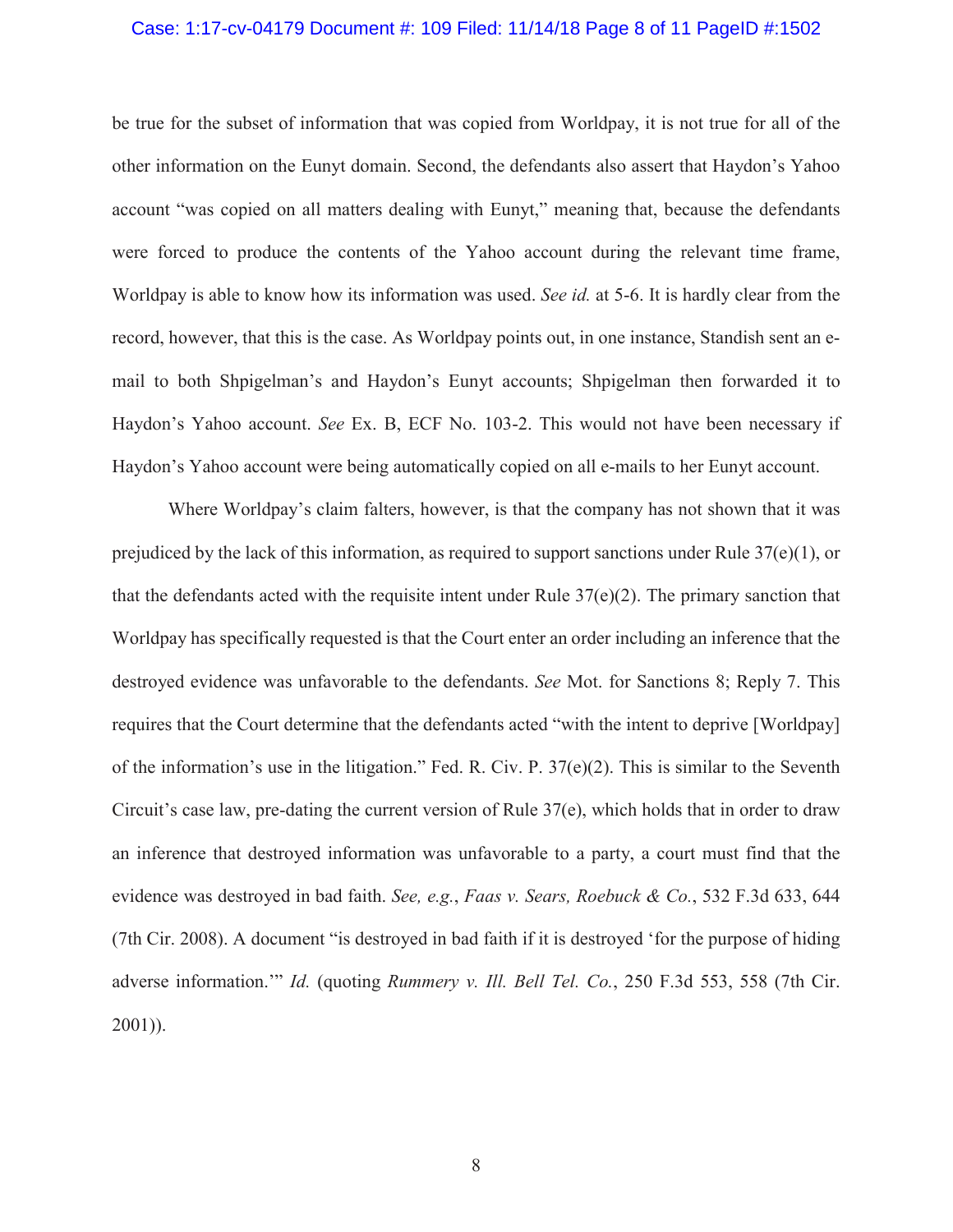be true for the subset of information that was copied from Worldpay, it is not true for all of the other information on the Eunyt domain. Second, the defendants also assert that Haydon's Yahoo account "was copied on all matters dealing with Eunyt," meaning that, because the defendants were forced to produce the contents of the Yahoo account during the relevant time frame, Worldpay is able to know how its information was used. *See id.* at 5-6. It is hardly clear from the record, however, that this is the case. As Worldpay points out, in one instance, Standish sent an e-mail to both Shpigelman's and Haydon's Eunyt accounts; Shpigelman then forwarded it to Haydon's Yahoo account. *See* Ex. B, ECF No. 103-2. This would not have been necessary if Haydon's Yahoo account were being automatically copied on all e-mails to her Eunyt account.

Where Worldpay's claim falters, however, is that the company has not shown that it was prejudiced by the lack of this information, as required to support sanctions under Rule 37(e)(1), or that the defendants acted with the requisite intent under Rule 37(e)(2). The primary sanction that Worldpay has specifically requested is that the Court enter an order including an inference that the destroyed evidence was unfavorable to the defendants. *See* Mot. for Sanctions 8; Reply 7. This requires that the Court determine that the defendants acted "with the intent to deprive [Worldpay] of the information's use in the litigation." Fed. R. Civ. P. 37(e)(2). This is similar to the Seventh Circuit's case law, pre-dating the current version of Rule 37(e), which holds that in order to draw an inference that destroyed information was unfavorable to a party, a court must find that the evidence was destroyed in bad faith. *See, e.g.*, *Faas v. Sears, Roebuck & Co.*, 532 F.3d 633, 644 (7th Cir. 2008). A document "is destroyed in bad faith if it is destroyed 'for the purpose of hiding adverse information.'" *Id.* (quoting *Rummery v. Ill. Bell Tel. Co.*, 250 F.3d 553, 558 (7th Cir. 2001)).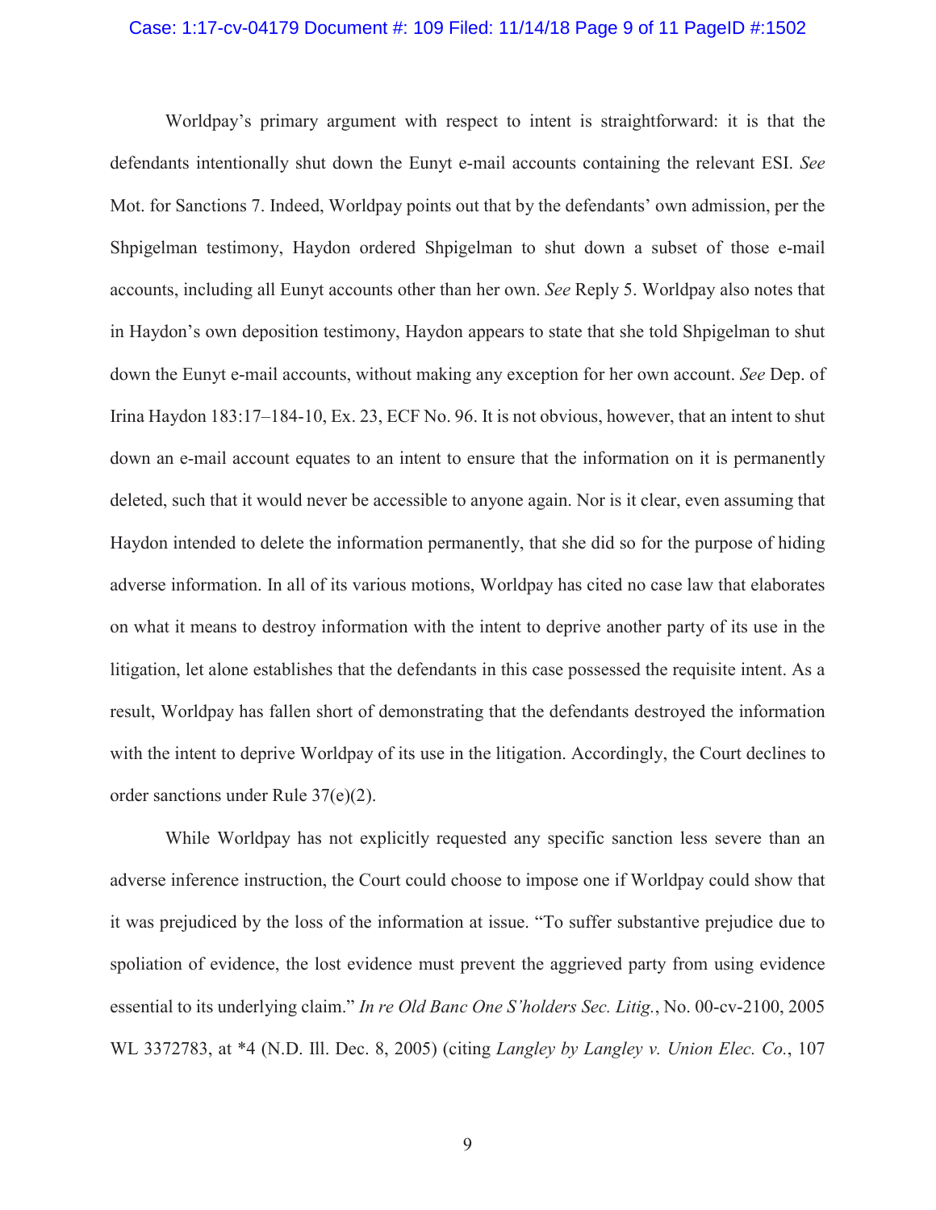Worldpay's primary argument with respect to intent is straightforward: it is that the defendants intentionally shut down the Eunyt e-mail accounts containing the relevant ESI. *See* Mot. for Sanctions 7. Indeed, Worldpay points out that by the defendants' own admission, per the Shpigelman testimony, Haydon ordered Shpigelman to shut down a subset of those e-mail accounts, including all Eunyt accounts other than her own. *See* Reply 5. Worldpay also notes that in Haydon's own deposition testimony, Haydon appears to state that she told Shpigelman to shut down the Eunyt e-mail accounts, without making any exception for her own account. *See* Dep. of Irina Haydon 183:17–184-10, Ex. 23, ECF No. 96. It is not obvious, however, that an intent to shut down an e-mail account equates to an intent to ensure that the information on it is permanently deleted, such that it would never be accessible to anyone again. Nor is it clear, even assuming that Haydon intended to delete the information permanently, that she did so for the purpose of hiding adverse information. In all of its various motions, Worldpay has cited no case law that elaborates on what it means to destroy information with the intent to deprive another party of its use in the litigation, let alone establishes that the defendants in this case possessed the requisite intent. As a result, Worldpay has fallen short of demonstrating that the defendants destroyed the information with the intent to deprive Worldpay of its use in the litigation. Accordingly, the Court declines to order sanctions under Rule 37(e)(2).

While Worldpay has not explicitly requested any specific sanction less severe than an adverse inference instruction, the Court could choose to impose one if Worldpay could show that it was prejudiced by the loss of the information at issue. "To suffer substantive prejudice due to spoliation of evidence, the lost evidence must prevent the aggrieved party from using evidence essential to its underlying claim." *In re Old Banc One S'holders Sec. Litig.*, No. 00-cv-2100, 2005 WL 3372783, at *4 (N.D. Ill. Dec. 8, 2005) (citing *Langley by Langley v. Union Elec. Co.*, 107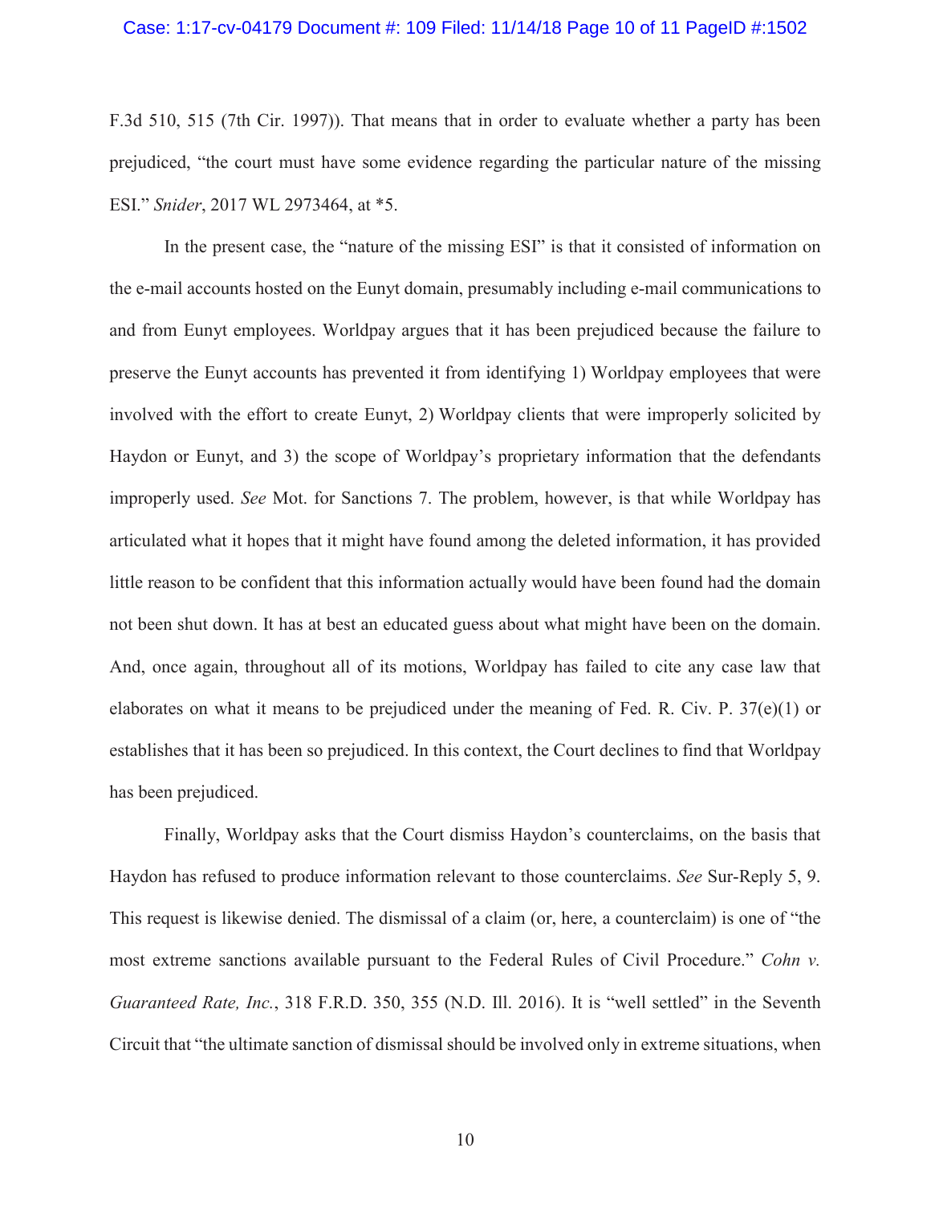F.3d 510, 515 (7th Cir. 1997)). That means that in order to evaluate whether a party has been prejudiced, "the court must have some evidence regarding the particular nature of the missing ESI." *Snider*, 2017 WL 2973464, at *5.

In the present case, the "nature of the missing ESI" is that it consisted of information on the e-mail accounts hosted on the Eunyt domain, presumably including e-mail communications to and from Eunyt employees. Worldpay argues that it has been prejudiced because the failure to preserve the Eunyt accounts has prevented it from identifying 1) Worldpay employees that were involved with the effort to create Eunyt, 2) Worldpay clients that were improperly solicited by Haydon or Eunyt, and 3) the scope of Worldpay's proprietary information that the defendants improperly used. *See* Mot. for Sanctions 7. The problem, however, is that while Worldpay has articulated what it hopes that it might have found among the deleted information, it has provided little reason to be confident that this information actually would have been found had the domain not been shut down. It has at best an educated guess about what might have been on the domain. And, once again, throughout all of its motions, Worldpay has failed to cite any case law that elaborates on what it means to be prejudiced under the meaning of Fed. R. Civ. P. 37(e)(1) or establishes that it has been so prejudiced. In this context, the Court declines to find that Worldpay has been prejudiced.

Finally, Worldpay asks that the Court dismiss Haydon's counterclaims, on the basis that Haydon has refused to produce information relevant to those counterclaims. *See* Sur-Reply 5, 9. This request is likewise denied. The dismissal of a claim (or, here, a counterclaim) is one of "the most extreme sanctions available pursuant to the Federal Rules of Civil Procedure." *Cohn v. Guaranteed Rate, Inc.*, 318 F.R.D. 350, 355 (N.D. Ill. 2016). It is "well settled" in the Seventh Circuit that "the ultimate sanction of dismissal should be involved only in extreme situations, when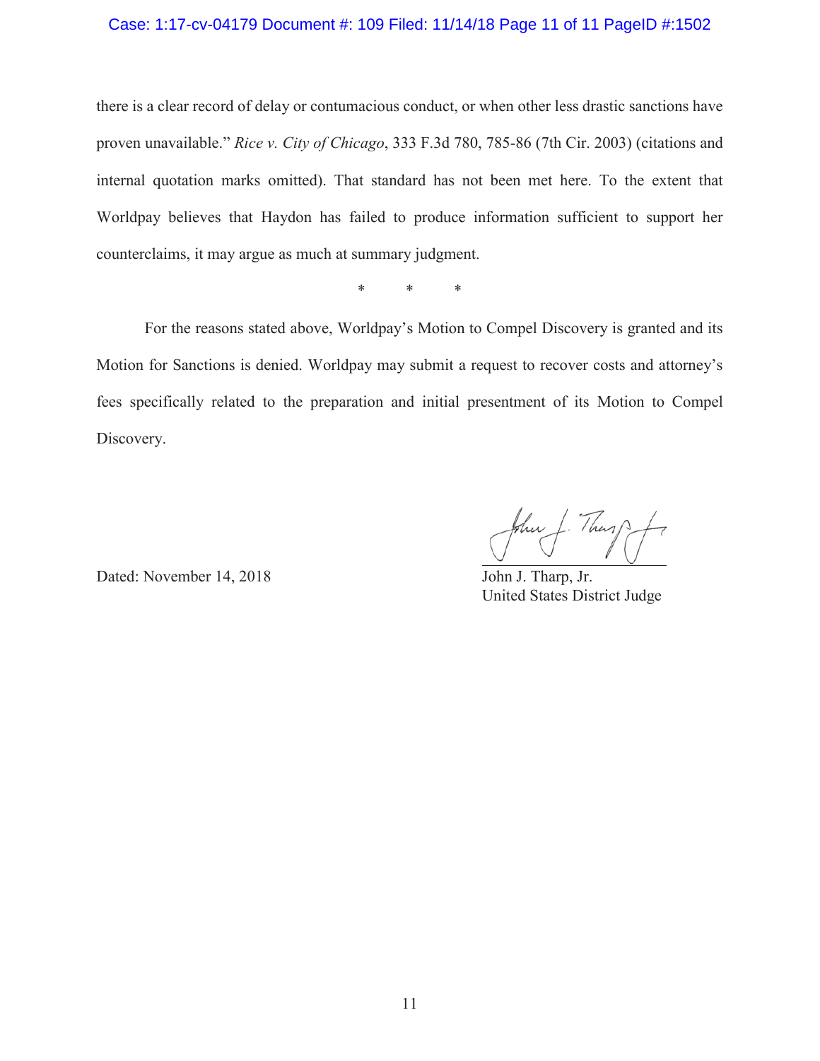there is a clear record of delay or contumacious conduct, or when other less drastic sanctions have proven unavailable." *Rice v. City of Chicago*, 333 F.3d 780, 785-86 (7th Cir. 2003) (citations and internal quotation marks omitted). That standard has not been met here. To the extent that Worldpay believes that Haydon has failed to produce information sufficient to support her counterclaims, it may argue as much at summary judgment.

\* \* \*

For the reasons stated above, Worldpay's Motion to Compel Discovery is granted and its Motion for Sanctions is denied. Worldpay may submit a request to recover costs and attorney's fees specifically related to the preparation and initial presentment of its Motion to Compel Discovery.

Dated: November 14, 2018

John J. Tharp, Jr.
United States District Judge